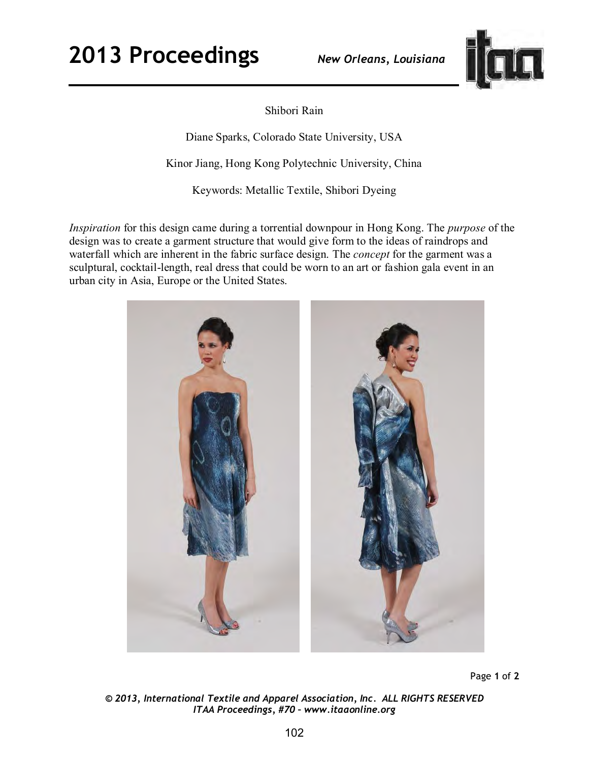# Shibori Rain

Diane Sparks, Colorado State University, USA

Kinor Jiang, Hong Kong Polytechnic University, China

Keywords: Metallic Textile, Shibori Dyeing

*Inspiration* for this design came during a torrential downpour in Hong Kong. The *purpose* of the design was to create a garment structure that would give form to the ideas of raindrops and waterfall which are inherent in the fabric surface design. The *concept* for the garment was a sculptural, cocktail-length, real dress that could be worn to an art or fashion gala event in an urban city in Asia, Europe or the United States.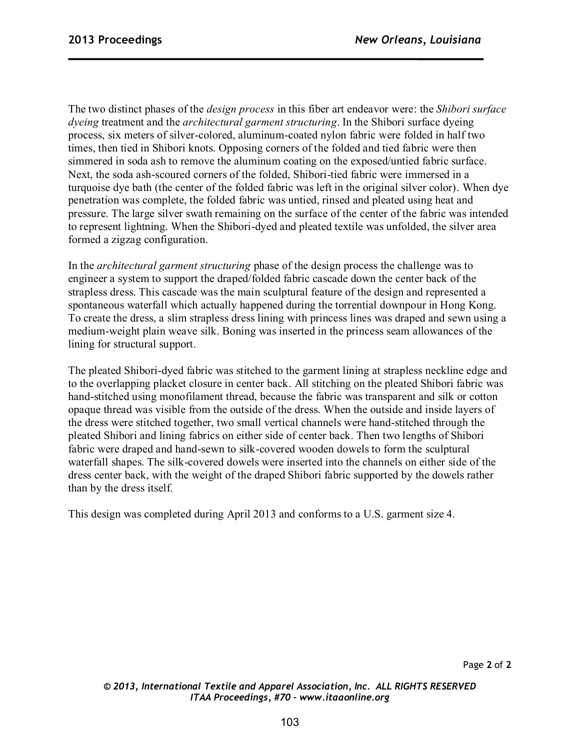The two distinct phases of the *design process* in this fiber art endeavor were: the *Shibori surface dyeing* treatment and the *architectural garment structuring*. In the Shibori surface dyeing process, six meters of silver-colored, aluminum-coated nylon fabric were folded in half two times, then tied in Shibori knots. Opposing corners of the folded and tied fabric were then simmered in soda ash to remove the aluminum coating on the exposed/untied fabric surface. Next, the soda ash-scoured corners of the folded, Shibori-tied fabric were immersed in a turquoise dye bath (the center of the folded fabric was left in the original silver color). When dye penetration was complete, the folded fabric was untied, rinsed and pleated using heat and pressure. The large silver swath remaining on the surface of the center of the fabric was intended to represent lightning. When the Shibori-dyed and pleated textile was unfolded, the silver area formed a zigzag configuration.

In the *architectural garment structuring* phase of the design process the challenge was to engineer a system to support the draped/folded fabric cascade down the center back of the strapless dress. This cascade was the main sculptural feature of the design and represented a spontaneous waterfall which actually happened during the torrential downpour in Hong Kong. To create the dress, a slim strapless dress lining with princess lines was draped and sewn using a medium-weight plain weave silk. Boning was inserted in the princess seam allowances of the lining for structural support.

The pleated Shibori-dyed fabric was stitched to the garment lining at strapless neckline edge and to the overlapping placket closure in center back. All stitching on the pleated Shibori fabric was hand-stitched using monofilament thread, because the fabric was transparent and silk or cotton opaque thread was visible from the outside of the dress. When the outside and inside layers of the dress were stitched together, two small vertical channels were hand-stitched through the pleated Shibori and lining fabrics on either side of center back. Then two lengths of Shibori fabric were draped and hand-sewn to silk-covered wooden dowels to form the sculptural waterfall shapes. The silk-covered dowels were inserted into the channels on either side of the dress center back, with the weight of the draped Shibori fabric supported by the dowels rather than by the dress itself.

This design was completed during April 2013 and conforms to a U.S. garment size 4.